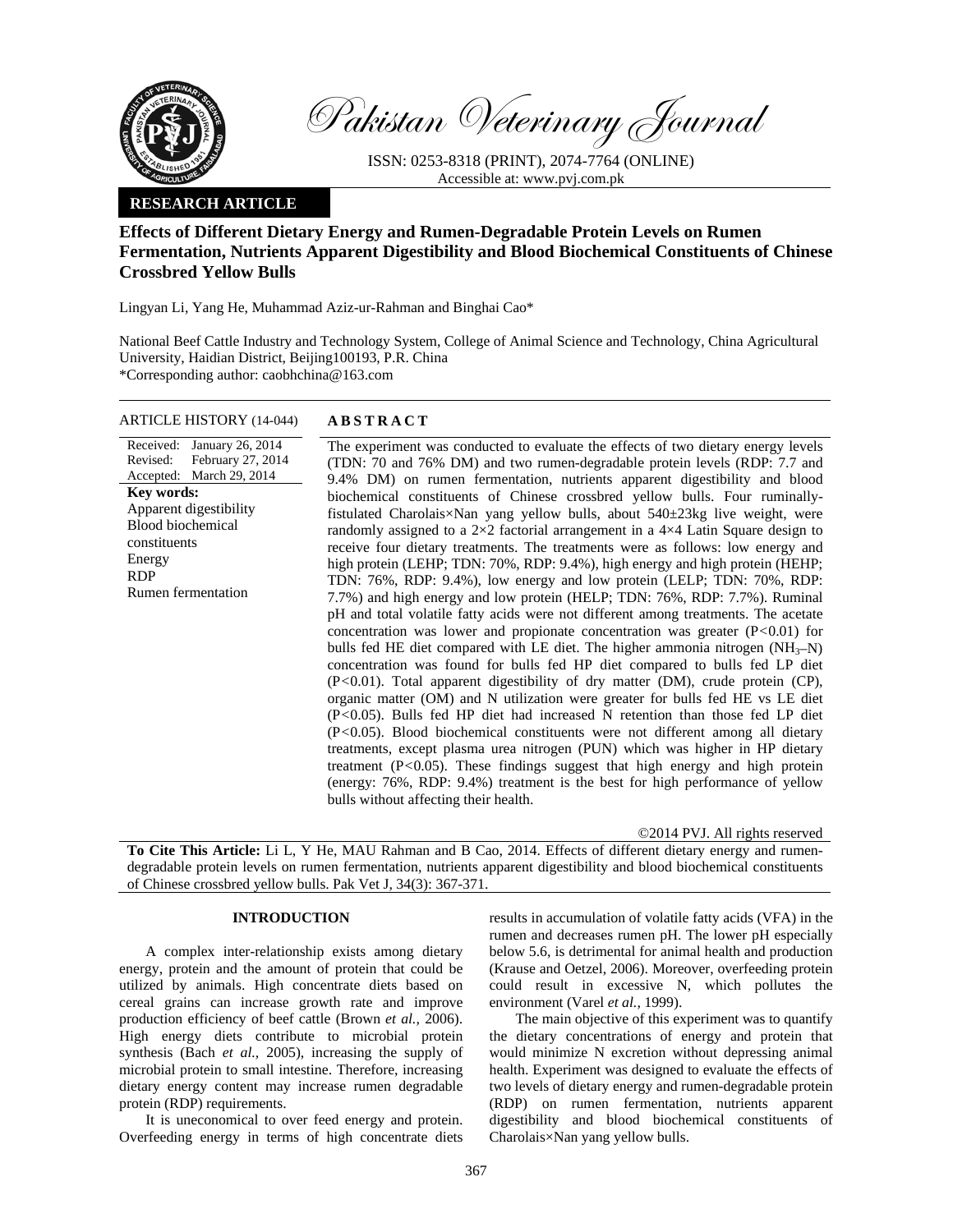# Pakistan Veterinary Journal

ISSN: 0253-8318 (PRINT), 2074-7764 (ONLINE)
Accessible at: www.pvj.com.pk

**RESEARCH ARTICLE**

## Effects of Different Dietary Energy and Rumen-Degradable Protein Levels on Rumen Fermentation, Nutrients Apparent Digestibility and Blood Biochemical Constituents of Chinese Crossbred Yellow Bulls

Lingyan Li, Yang He, Muhammad Aziz-ur-Rahman and Binghai Cao*

National Beef Cattle Industry and Technology System, College of Animal Science and Technology, China Agricultural University, Haidian District, Beijing100193, P.R. China
*Corresponding author: caobhchina@163.com

**ARTICLE HISTORY** (14-044)

Received: January 26, 2014
Revised: February 27, 2014
Accepted: March 29, 2014

**Key words:**
Apparent digestibility
Blood biochemical constituents
Energy
RDP
Rumen fermentation

**A B S T R A C T**

The experiment was conducted to evaluate the effects of two dietary energy levels (TDN: 70 and 76% DM) and two rumen-degradable protein levels (RDP: 7.7 and 9.4% DM) on rumen fermentation, nutrients apparent digestibility and blood biochemical constituents of Chinese crossbred yellow bulls. Four ruminally-fistulated Charolais×Nan yang yellow bulls, about 540±23kg live weight, were randomly assigned to a 2×2 factorial arrangement in a 4×4 Latin Square design to receive four dietary treatments. The treatments were as follows: low energy and high protein (LEHP; TDN: 70%, RDP: 9.4%), high energy and high protein (HEHP; TDN: 76%, RDP: 9.4%), low energy and low protein (LELP; TDN: 70%, RDP: 7.7%) and high energy and low protein (HELP; TDN: 76%, RDP: 7.7%). Ruminal pH and total volatile fatty acids were not different among treatments. The acetate concentration was lower and propionate concentration was greater ($P<0.01$) for bulls fed HE diet compared with LE diet. The higher ammonia nitrogen ($NH_3$–N) concentration was found for bulls fed HP diet compared to bulls fed LP diet ($P<0.01$). Total apparent digestibility of dry matter (DM), crude protein (CP), organic matter (OM) and N utilization were greater for bulls fed HE vs LE diet ($P<0.05$). Bulls fed HP diet had increased N retention than those fed LP diet ($P<0.05$). Blood biochemical constituents were not different among all dietary treatments, except plasma urea nitrogen (PUN) which was higher in HP dietary treatment ($P<0.05$). These findings suggest that high energy and high protein (energy: 76%, RDP: 9.4%) treatment is the best for high performance of yellow bulls without affecting their health.

©2014 PVJ. All rights reserved

**To Cite This Article:** Li L, Y He, MAU Rahman and B Cao, 2014. Effects of different dietary energy and rumen-degradable protein levels on rumen fermentation, nutrients apparent digestibility and blood biochemical constituents of Chinese crossbred yellow bulls. Pak Vet J, 34(3): 367-371.

## INTRODUCTION

A complex inter-relationship exists among dietary energy, protein and the amount of protein that could be utilized by animals. High concentrate diets based on cereal grains can increase growth rate and improve production efficiency of beef cattle (Brown *et al.,* 2006). High energy diets contribute to microbial protein synthesis (Bach *et al.,* 2005), increasing the supply of microbial protein to small intestine. Therefore, increasing dietary energy content may increase rumen degradable protein (RDP) requirements.

It is uneconomical to over feed energy and protein. Overfeeding energy in terms of high concentrate diets results in accumulation of volatile fatty acids (VFA) in the rumen and decreases rumen pH. The lower pH especially below 5.6, is detrimental for animal health and production (Krause and Oetzel, 2006). Moreover, overfeeding protein could result in excessive N, which pollutes the environment (Varel *et al.,* 1999).

The main objective of this experiment was to quantify the dietary concentrations of energy and protein that would minimize N excretion without depressing animal health. Experiment was designed to evaluate the effects of two levels of dietary energy and rumen-degradable protein (RDP) on rumen fermentation, nutrients apparent digestibility and blood biochemical constituents of Charolais×Nan yang yellow bulls.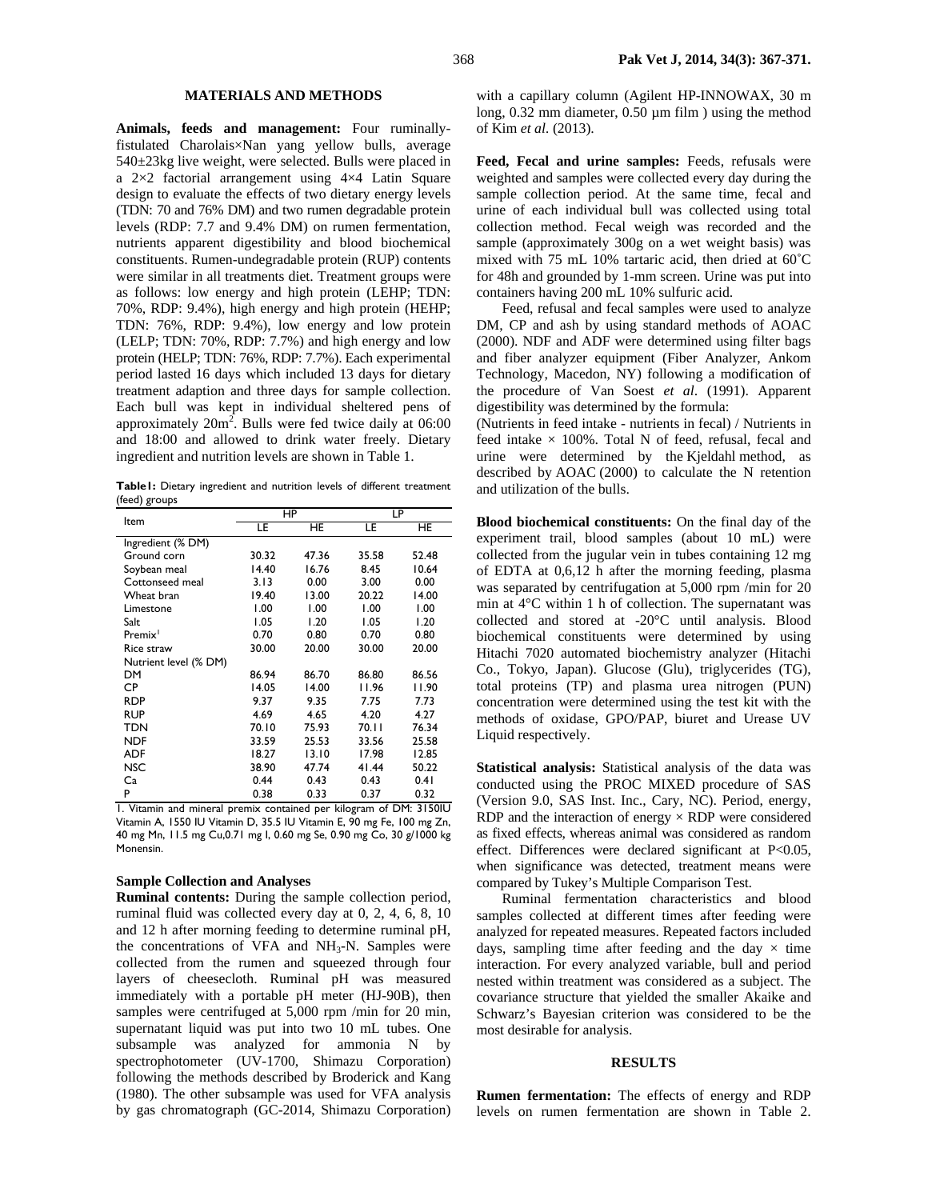## MATERIALS AND METHODS

**Animals, feeds and management:** Four ruminally-fistulated Charolais×Nan yang yellow bulls, average 540±23kg live weight, were selected. Bulls were placed in a 2×2 factorial arrangement using 4×4 Latin Square design to evaluate the effects of two dietary energy levels (TDN: 70 and 76% DM) and two rumen degradable protein levels (RDP: 7.7 and 9.4% DM) on rumen fermentation, nutrients apparent digestibility and blood biochemical constituents. Rumen-undegradable protein (RUP) contents were similar in all treatments diet. Treatment groups were as follows: low energy and high protein (LEHP; TDN: 70%, RDP: 9.4%), high energy and high protein (HEHP; TDN: 76%, RDP: 9.4%), low energy and low protein (LELP; TDN: 70%, RDP: 7.7%) and high energy and low protein (HELP; TDN: 76%, RDP: 7.7%). Each experimental period lasted 16 days which included 13 days for dietary treatment adaption and three days for sample collection. Each bull was kept in individual sheltered pens of approximately $20m^2$. Bulls were fed twice daily at 06:00 and 18:00 and allowed to drink water freely. Dietary ingredient and nutrition levels are shown in Table 1.

**Table1:** Dietary ingredient and nutrition levels of different treatment (feed) groups

| Item | HP | | LP | |
|---|---|---|---|---|
| | LE | HE | LE | HE |
| Ingredient (% DM) | | | | |
| Ground corn | 30.32 | 47.36 | 35.58 | 52.48 |
| Soybean meal | 14.40 | 16.76 | 8.45 | 10.64 |
| Cottonseed meal | 3.13 | 0.00 | 3.00 | 0.00 |
| Wheat bran | 19.40 | 13.00 | 20.22 | 14.00 |
| Limestone | 1.00 | 1.00 | 1.00 | 1.00 |
| Salt | 1.05 | 1.20 | 1.05 | 1.20 |
| Premix[1] | 0.70 | 0.80 | 0.70 | 0.80 |
| Rice straw | 30.00 | 20.00 | 30.00 | 20.00 |
| Nutrient level (% DM) | | | | |
| DM | 86.94 | 86.70 | 86.80 | 86.56 |
| CP | 14.05 | 14.00 | 11.96 | 11.90 |
| RDP | 9.37 | 9.35 | 7.75 | 7.73 |
| RUP | 4.69 | 4.65 | 4.20 | 4.27 |
| TDN | 70.10 | 75.93 | 70.11 | 76.34 |
| NDF | 33.59 | 25.53 | 33.56 | 25.58 |
| ADF | 18.27 | 13.10 | 17.98 | 12.85 |
| NSC | 38.90 | 47.74 | 41.44 | 50.22 |
| Ca | 0.44 | 0.43 | 0.43 | 0.41 |
| P | 0.38 | 0.33 | 0.37 | 0.32 |

1. Vitamin and mineral premix contained per kilogram of DM: 3150IU Vitamin A, 1550 IU Vitamin D, 35.5 IU Vitamin E, 90 mg Fe, 100 mg Zn, 40 mg Mn, 11.5 mg Cu,0.71 mg I, 0.60 mg Se, 0.90 mg Co, 30 g/1000 kg Monensin.

### Sample Collection and Analyses

**Ruminal contents:** During the sample collection period, ruminal fluid was collected every day at 0, 2, 4, 6, 8, 10 and 12 h after morning feeding to determine ruminal pH, the concentrations of VFA and $NH_3$-N. Samples were collected from the rumen and squeezed through four layers of cheesecloth. Ruminal pH was measured immediately with a portable pH meter (HJ-90B), then samples were centrifuged at 5,000 rpm /min for 20 min, supernatant liquid was put into two 10 mL tubes. One subsample was analyzed for ammonia N by spectrophotometer (UV-1700, Shimazu Corporation) following the methods described by Broderick and Kang (1980). The other subsample was used for VFA analysis by gas chromatograph (GC-2014, Shimazu Corporation) with a capillary column (Agilent HP-INNOWAX, 30 m long, 0.32 mm diameter, 0.50 µm film ) using the method of Kim *et al.* (2013).

**Feed, Fecal and urine samples:** Feeds, refusals were weighted and samples were collected every day during the sample collection period. At the same time, fecal and urine of each individual bull was collected using total collection method. Fecal weigh was recorded and the sample (approximately 300g on a wet weight basis) was mixed with 75 mL 10% tartaric acid, then dried at 60˚C for 48h and grounded by 1-mm screen. Urine was put into containers having 200 mL 10% sulfuric acid.

Feed, refusal and fecal samples were used to analyze DM, CP and ash by using standard methods of AOAC (2000). NDF and ADF were determined using filter bags and fiber analyzer equipment (Fiber Analyzer, Ankom Technology, Macedon, NY) following a modification of the procedure of Van Soest *et al*. (1991). Apparent digestibility was determined by the formula:
(Nutrients in feed intake - nutrients in fecal) / Nutrients in feed intake × 100%. Total N of feed, refusal, fecal and urine were determined by the Kjeldahl method, as described by AOAC (2000) to calculate the N retention and utilization of the bulls.

**Blood biochemical constituents:** On the final day of the experiment trail, blood samples (about 10 mL) were collected from the jugular vein in tubes containing 12 mg of EDTA at 0,6,12 h after the morning feeding, plasma was separated by centrifugation at 5,000 rpm /min for 20 min at 4°C within 1 h of collection. The supernatant was collected and stored at -20°C until analysis. Blood biochemical constituents were determined by using Hitachi 7020 automated biochemistry analyzer (Hitachi Co., Tokyo, Japan). Glucose (Glu), triglycerides (TG), total proteins (TP) and plasma urea nitrogen (PUN) concentration were determined using the test kit with the methods of oxidase, GPO/PAP, biuret and Urease UV Liquid respectively.

**Statistical analysis:** Statistical analysis of the data was conducted using the PROC MIXED procedure of SAS (Version 9.0, SAS Inst. Inc., Cary, NC). Period, energy, RDP and the interaction of energy × RDP were considered as fixed effects, whereas animal was considered as random effect. Differences were declared significant at $P<0.05$, when significance was detected, treatment means were compared by Tukey's Multiple Comparison Test.

Ruminal fermentation characteristics and blood samples collected at different times after feeding were analyzed for repeated measures. Repeated factors included days, sampling time after feeding and the day × time interaction. For every analyzed variable, bull and period nested within treatment was considered as a subject. The covariance structure that yielded the smaller Akaike and Schwarz's Bayesian criterion was considered to be the most desirable for analysis.

## RESULTS

**Rumen fermentation:** The effects of energy and RDP levels on rumen fermentation are shown in Table 2.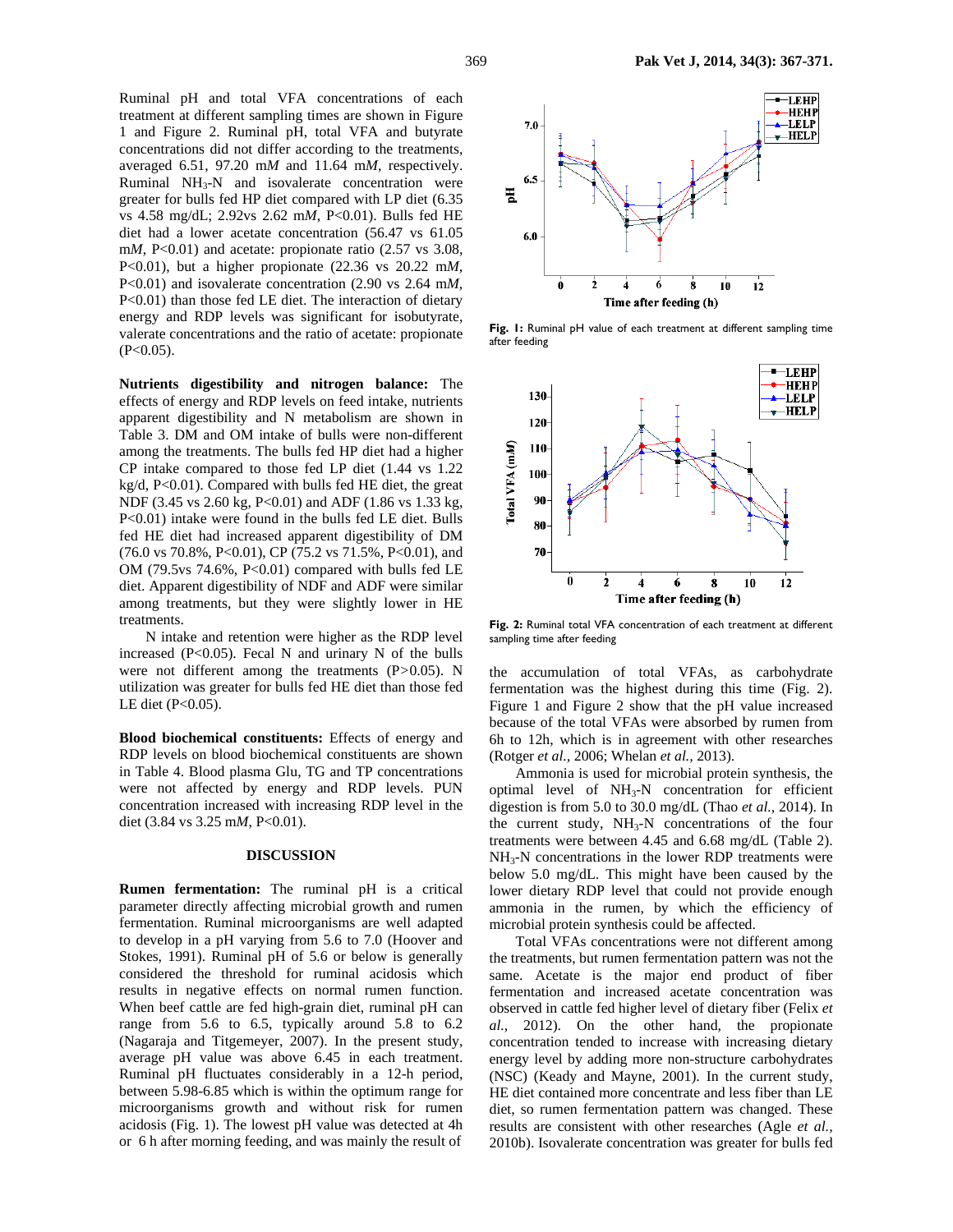Ruminal pH and total VFA concentrations of each treatment at different sampling times are shown in Figure 1 and Figure 2. Ruminal pH, total VFA and butyrate concentrations did not differ according to the treatments, averaged 6.51, 97.20 m*M* and 11.64 m*M*, respectively. Ruminal $NH_3$-N and isovalerate concentration were greater for bulls fed HP diet compared with LP diet (6.35 vs 4.58 mg/dL; 2.92vs 2.62 m*M*, $P<0.01$). Bulls fed HE diet had a lower acetate concentration (56.47 vs 61.05 m*M*, $P<0.01$) and acetate: propionate ratio (2.57 vs 3.08, $P<0.01$), but a higher propionate (22.36 vs 20.22 m*M*, $P<0.01$) and isovalerate concentration (2.90 vs 2.64 m*M*, $P<0.01$) than those fed LE diet. The interaction of dietary energy and RDP levels was significant for isobutyrate, valerate concentrations and the ratio of acetate: propionate ($P<0.05$).

**Nutrients digestibility and nitrogen balance:** The effects of energy and RDP levels on feed intake, nutrients apparent digestibility and N metabolism are shown in Table 3. DM and OM intake of bulls were non-different among the treatments. The bulls fed HP diet had a higher CP intake compared to those fed LP diet (1.44 vs 1.22 kg/d, $P<0.01$). Compared with bulls fed HE diet, the great NDF (3.45 vs 2.60 kg, $P<0.01$) and ADF (1.86 vs 1.33 kg, $P<0.01$) intake were found in the bulls fed LE diet. Bulls fed HE diet had increased apparent digestibility of DM (76.0 vs 70.8%, $P<0.01$), CP (75.2 vs 71.5%, $P<0.01$), and OM (79.5vs 74.6%, $P<0.01$) compared with bulls fed LE diet. Apparent digestibility of NDF and ADF were similar among treatments, but they were slightly lower in HE treatments.

N intake and retention were higher as the RDP level increased ($P<0.05$). Fecal N and urinary N of the bulls were not different among the treatments ($P>0.05$). N utilization was greater for bulls fed HE diet than those fed LE diet ($P<0.05$).

**Blood biochemical constituents:** Effects of energy and RDP levels on blood biochemical constituents are shown in Table 4. Blood plasma Glu, TG and TP concentrations were not affected by energy and RDP levels. PUN concentration increased with increasing RDP level in the diet (3.84 vs 3.25 m*M*, $P<0.01$).

## DISCUSSION

**Rumen fermentation:** The ruminal pH is a critical parameter directly affecting microbial growth and rumen fermentation. Ruminal microorganisms are well adapted to develop in a pH varying from 5.6 to 7.0 (Hoover and Stokes, 1991). Ruminal pH of 5.6 or below is generally considered the threshold for ruminal acidosis which results in negative effects on normal rumen function. When beef cattle are fed high-grain diet, ruminal pH can range from 5.6 to 6.5, typically around 5.8 to 6.2 (Nagaraja and Titgemeyer, 2007). In the present study, average pH value was above 6.45 in each treatment. Ruminal pH fluctuates considerably in a 12-h period, between 5.98-6.85 which is within the optimum range for microorganisms growth and without risk for rumen acidosis (Fig. 1). The lowest pH value was detected at 4h or 6 h after morning feeding, and was mainly the result of the accumulation of total VFAs, as carbohydrate fermentation was the highest during this time (Fig. 2). Figure 1 and Figure 2 show that the pH value increased because of the total VFAs were absorbed by rumen from 6h to 12h, which is in agreement with other researches (Rotger *et al.*, 2006; Whelan *et al.*, 2013).

**Fig. 1:** Ruminal pH value of each treatment at different sampling time after feeding

**Fig. 2:** Ruminal total VFA concentration of each treatment at different sampling time after feeding

Ammonia is used for microbial protein synthesis, the optimal level of $NH_3$-N concentration for efficient digestion is from 5.0 to 30.0 mg/dL (Thao *et al.*, 2014). In the current study, $NH_3$-N concentrations of the four treatments were between 4.45 and 6.68 mg/dL (Table 2). $NH_3$-N concentrations in the lower RDP treatments were below 5.0 mg/dL. This might have been caused by the lower dietary RDP level that could not provide enough ammonia in the rumen, by which the efficiency of microbial protein synthesis could be affected.

Total VFAs concentrations were not different among the treatments, but rumen fermentation pattern was not the same. Acetate is the major end product of fiber fermentation and increased acetate concentration was observed in cattle fed higher level of dietary fiber (Felix *et al.*, 2012). On the other hand, the propionate concentration tended to increase with increasing dietary energy level by adding more non-structure carbohydrates (NSC) (Keady and Mayne, 2001). In the current study, HE diet contained more concentrate and less fiber than LE diet, so rumen fermentation pattern was changed. These results are consistent with other researches (Agle *et al.*, 2010b). Isovalerate concentration was greater for bulls fed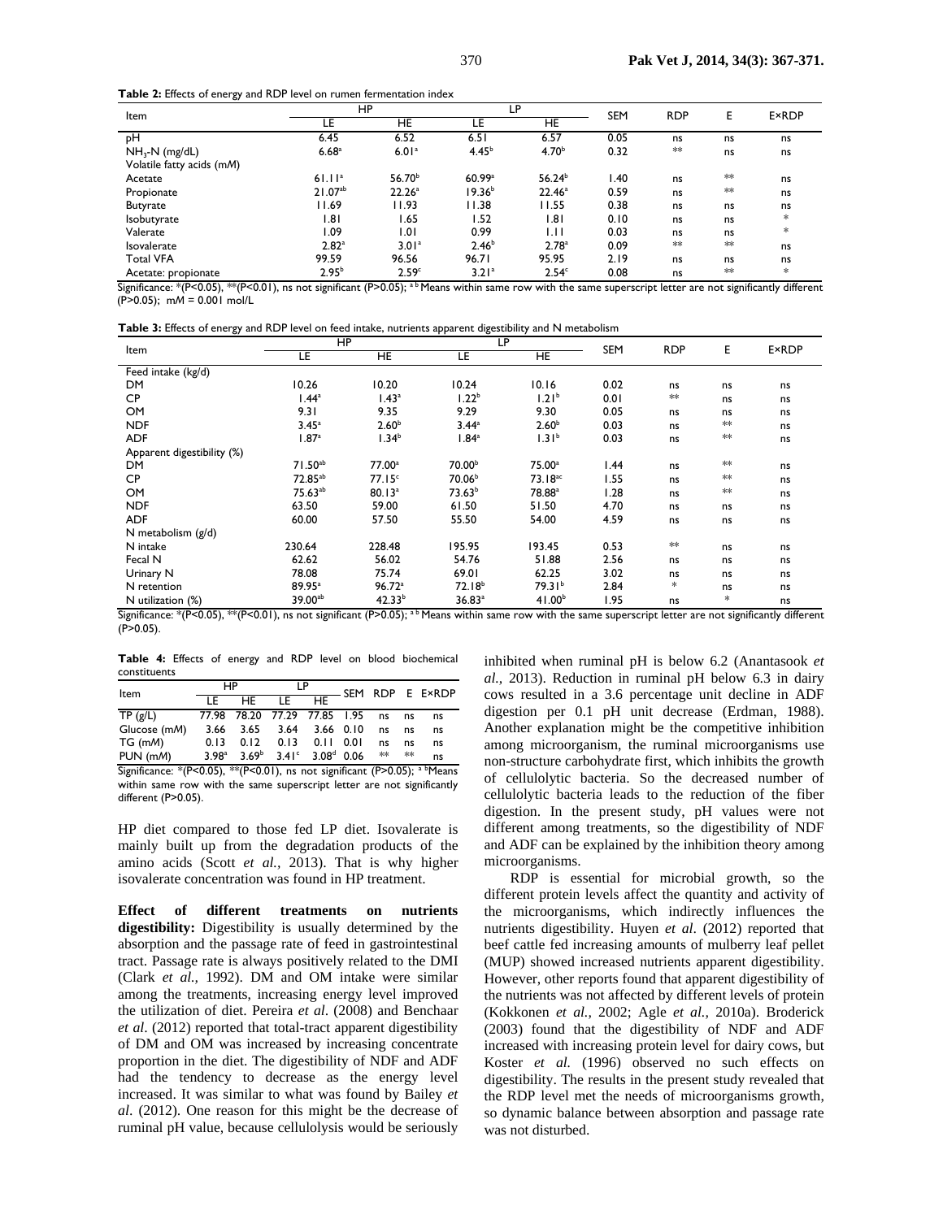**Table 2:** Effects of energy and RDP level on rumen fermentation index

| Item | HP | | LP | | SEM | RDP | E | E×RDP |
|---|---|---|---|---|---|---|---|---|
| | LE | HE | LE | HE | | | | |
| pH | 6.45 | 6.52 | 6.51 | 6.57 | 0.05 | ns | ns | ns |
| $NH_3$-N (mg/dL) | 6.68[a] | 6.01[a] | 4.45[b] | 4.70[b] | 0.32 | ** | ns | ns |
| Volatile fatty acids (mM) | | | | | | | | |
| Acetate | 61.11[a] | 56.70[b] | 60.99[a] | 56.24[b] | 1.40 | ns | ** | ns |
| Propionate | 21.07[ab] | 22.26[a] | 19.36[b] | 22.46[a] | 0.59 | ns | ** | ns |
| Butyrate | 11.69 | 11.93 | 11.38 | 11.55 | 0.38 | ns | ns | ns |
| Isobutyrate | 1.81 | 1.65 | 1.52 | 1.81 | 0.10 | ns | ns | * |
| Valerate | 1.09 | 1.01 | 0.99 | 1.11 | 0.03 | ns | ns | * |
| Isovalerate | 2.82[a] | 3.01[a] | 2.46[b] | 2.78[a] | 0.09 | ** | ** | ns |
| Total VFA | 99.59 | 96.56 | 96.71 | 95.95 | 2.19 | ns | ns | ns |
| Acetate: propionate | 2.95[b] | 2.59[c] | 3.21[a] | 2.54[c] | 0.08 | ns | ** | * |

Significance: *(P<0.05), **(P<0.01), ns not significant (P>0.05); [a b] Means within same row with the same superscript letter are not significantly different (P>0.05); mM = 0.001 mol/L

**Table 3:** Effects of energy and RDP level on feed intake, nutrients apparent digestibility and N metabolism

| Item | HP | | LP | | SEM | RDP | E | E×RDP |
|---|---|---|---|---|---|---|---|---|
| | LE | HE | LE | HE | | | | |
| Feed intake (kg/d) | | | | | | | | |
| DM | 10.26 | 10.20 | 10.24 | 10.16 | 0.02 | ns | ns | ns |
| CP | 1.44[a] | 1.43[a] | 1.22[b] | 1.21[b] | 0.01 | ** | ns | ns |
| OM | 9.31 | 9.35 | 9.29 | 9.30 | 0.05 | ns | ns | ns |
| NDF | 3.45[a] | 2.60[b] | 3.44[a] | 2.60[b] | 0.03 | ns | ** | ns |
| ADF | 1.87[a] | 1.34[b] | 1.84[a] | 1.31[b] | 0.03 | ns | ** | ns |
| Apparent digestibility (%) | | | | | | | | |
| DM | 71.50[ab] | 77.00[a] | 70.00[b] | 75.00[a] | 1.44 | ns | ** | ns |
| CP | 72.85[ab] | 77.15[c] | 70.06[b] | 73.18[ac] | 1.55 | ns | ** | ns |
| OM | 75.63[ab] | 80.13[a] | 73.63[b] | 78.88[a] | 1.28 | ns | ** | ns |
| NDF | 63.50 | 59.00 | 61.50 | 51.50 | 4.70 | ns | ns | ns |
| ADF | 60.00 | 57.50 | 55.50 | 54.00 | 4.59 | ns | ns | ns |
| N metabolism (g/d) | | | | | | | | |
| N intake | 230.64 | 228.48 | 195.95 | 193.45 | 0.53 | ** | ns | ns |
| Fecal N | 62.62 | 56.02 | 54.76 | 51.88 | 2.56 | ns | ns | ns |
| Urinary N | 78.08 | 75.74 | 69.01 | 62.25 | 3.02 | ns | ns | ns |
| N retention | 89.95[a] | 96.72[a] | 72.18[b] | 79.31[b] | 2.84 | * | ns | ns |
| N utilization (%) | 39.00[ab] | 42.33[b] | 36.83[a] | 41.00[b] | 1.95 | ns | * | ns |

Significance: *(P<0.05), **(P<0.01), ns not significant (P>0.05); [a b] Means within same row with the same superscript letter are not significantly different (P>0.05).

**Table 4:** Effects of energy and RDP level on blood biochemical constituents

| Item | HP | | LP | | SEM | RDP | E | E×RDP |
|---|---|---|---|---|---|---|---|---|
| | LE | HE | LE | HE | | | | |
| TP (g/L) | 77.98 | 78.20 | 77.29 | 77.85 | 1.95 | ns | ns | ns |
| Glucose (mM) | 3.66 | 3.65 | 3.64 | 3.66 | 0.10 | ns | ns | ns |
| TG (mM) | 0.13 | 0.12 | 0.13 | 0.11 | 0.01 | ns | ns | ns |
| PUN (mM) | 3.98[a] | 3.69[b] | 3.41[c] | 3.08[d] | 0.06 | ** | ** | ns |

Significance: *(P<0.05), **(P<0.01), ns not significant (P>0.05); [a b]Means within same row with the same superscript letter are not significantly different (P>0.05).

HP diet compared to those fed LP diet. Isovalerate is mainly built up from the degradation products of the amino acids (Scott *et al.,* 2013). That is why higher isovalerate concentration was found in HP treatment.

**Effect of different treatments on nutrients digestibility:** Digestibility is usually determined by the absorption and the passage rate of feed in gastrointestinal tract. Passage rate is always positively related to the DMI (Clark *et al.,* 1992). DM and OM intake were similar among the treatments, increasing energy level improved the utilization of diet. Pereira *et al*. (2008) and Benchaar *et al*. (2012) reported that total-tract apparent digestibility of DM and OM was increased by increasing concentrate proportion in the diet. The digestibility of NDF and ADF had the tendency to decrease as the energy level increased. It was similar to what was found by Bailey *et al*. (2012). One reason for this might be the decrease of ruminal pH value, because cellulolysis would be seriously inhibited when ruminal pH is below 6.2 (Anantasook *et al.,* 2013). Reduction in ruminal pH below 6.3 in dairy cows resulted in a 3.6 percentage unit decline in ADF digestion per 0.1 pH unit decrease (Erdman, 1988). Another explanation might be the competitive inhibition among microorganism, the ruminal microorganisms use non-structure carbohydrate first, which inhibits the growth of cellulolytic bacteria. So the decreased number of cellulolytic bacteria leads to the reduction of the fiber digestion. In the present study, pH values were not different among treatments, so the digestibility of NDF and ADF can be explained by the inhibition theory among microorganisms.

RDP is essential for microbial growth, so the different protein levels affect the quantity and activity of the microorganisms, which indirectly influences the nutrients digestibility. Huyen *et al*. (2012) reported that beef cattle fed increasing amounts of mulberry leaf pellet (MUP) showed increased nutrients apparent digestibility. However, other reports found that apparent digestibility of the nutrients was not affected by different levels of protein (Kokkonen *et al.,* 2002; Agle *et al.,* 2010a). Broderick (2003) found that the digestibility of NDF and ADF increased with increasing protein level for dairy cows, but Koster *et al.* (1996) observed no such effects on digestibility. The results in the present study revealed that the RDP level met the needs of microorganisms growth, so dynamic balance between absorption and passage rate was not disturbed.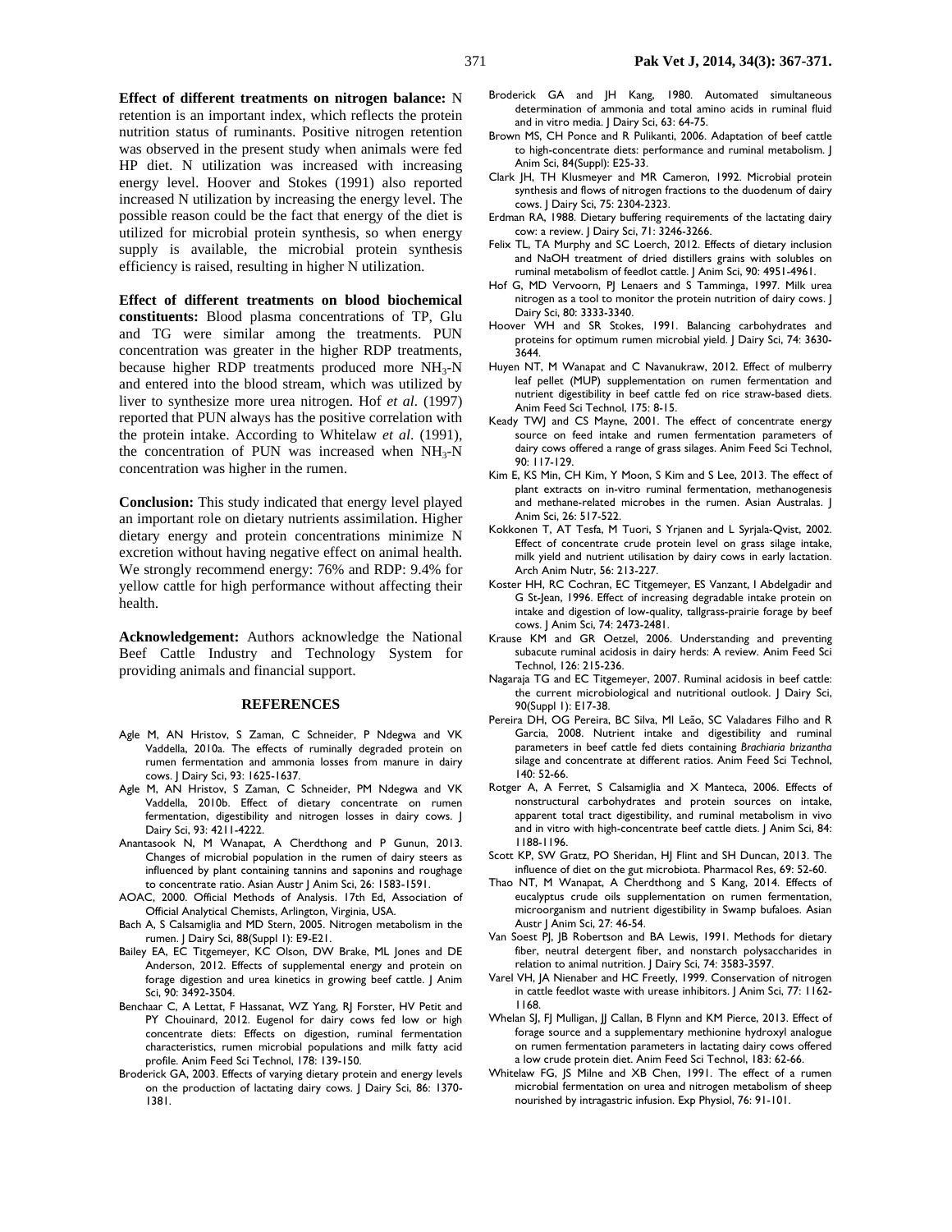**Effect of different treatments on nitrogen balance:** N retention is an important index, which reflects the protein nutrition status of ruminants. Positive nitrogen retention was observed in the present study when animals were fed HP diet. N utilization was increased with increasing energy level. Hoover and Stokes (1991) also reported increased N utilization by increasing the energy level. The possible reason could be the fact that energy of the diet is utilized for microbial protein synthesis, so when energy supply is available, the microbial protein synthesis efficiency is raised, resulting in higher N utilization.

**Effect of different treatments on blood biochemical constituents:** Blood plasma concentrations of TP, Glu and TG were similar among the treatments. PUN concentration was greater in the higher RDP treatments, because higher RDP treatments produced more $NH_3$-N and entered into the blood stream, which was utilized by liver to synthesize more urea nitrogen. Hof *et al*. (1997) reported that PUN always has the positive correlation with the protein intake. According to Whitelaw *et al*. (1991), the concentration of PUN was increased when $NH_3$-N concentration was higher in the rumen.

**Conclusion:** This study indicated that energy level played an important role on dietary nutrients assimilation. Higher dietary energy and protein concentrations minimize N excretion without having negative effect on animal health. We strongly recommend energy: 76% and RDP: 9.4% for yellow cattle for high performance without affecting their health.

**Acknowledgement:** Authors acknowledge the National Beef Cattle Industry and Technology System for providing animals and financial support.

## REFERENCES

Agle M, AN Hristov, S Zaman, C Schneider, P Ndegwa and VK Vaddella, 2010a. The effects of ruminally degraded protein on rumen fermentation and ammonia losses from manure in dairy cows. J Dairy Sci, 93: 1625-1637.

Agle M, AN Hristov, S Zaman, C Schneider, PM Ndegwa and VK Vaddella, 2010b. Effect of dietary concentrate on rumen fermentation, digestibility and nitrogen losses in dairy cows. J Dairy Sci, 93: 4211-4222.

Anantasook N, M Wanapat, A Cherdthong and P Gunun, 2013. Changes of microbial population in the rumen of dairy steers as influenced by plant containing tannins and saponins and roughage to concentrate ratio. Asian Austr J Anim Sci, 26: 1583-1591.

AOAC, 2000. Official Methods of Analysis. 17th Ed, Association of Official Analytical Chemists, Arlington, Virginia, USA.

Bach A, S Calsamiglia and MD Stern, 2005. Nitrogen metabolism in the rumen. J Dairy Sci, 88(Suppl 1): E9-E21.

Bailey EA, EC Titgemeyer, KC Olson, DW Brake, ML Jones and DE Anderson, 2012. Effects of supplemental energy and protein on forage digestion and urea kinetics in growing beef cattle. J Anim Sci, 90: 3492-3504.

Benchaar C, A Lettat, F Hassanat, WZ Yang, RJ Forster, HV Petit and PY Chouinard, 2012. Eugenol for dairy cows fed low or high concentrate diets: Effects on digestion, ruminal fermentation characteristics, rumen microbial populations and milk fatty acid profile. Anim Feed Sci Technol, 178: 139-150.

Broderick GA, 2003. Effects of varying dietary protein and energy levels on the production of lactating dairy cows. J Dairy Sci, 86: 1370-1381.

Broderick GA and JH Kang, 1980. Automated simultaneous determination of ammonia and total amino acids in ruminal fluid and in vitro media. J Dairy Sci, 63: 64-75.

Brown MS, CH Ponce and R Pulikanti, 2006. Adaptation of beef cattle to high-concentrate diets: performance and ruminal metabolism. J Anim Sci, 84(Suppl): E25-33.

Clark JH, TH Klusmeyer and MR Cameron, 1992. Microbial protein synthesis and flows of nitrogen fractions to the duodenum of dairy cows. J Dairy Sci, 75: 2304-2323.

Erdman RA, 1988. Dietary buffering requirements of the lactating dairy cow: a review. J Dairy Sci, 71: 3246-3266.

Felix TL, TA Murphy and SC Loerch, 2012. Effects of dietary inclusion and NaOH treatment of dried distillers grains with solubles on ruminal metabolism of feedlot cattle. J Anim Sci, 90: 4951-4961.

Hof G, MD Vervoorn, PJ Lenaers and S Tamminga, 1997. Milk urea nitrogen as a tool to monitor the protein nutrition of dairy cows. J Dairy Sci, 80: 3333-3340.

Hoover WH and SR Stokes, 1991. Balancing carbohydrates and proteins for optimum rumen microbial yield. J Dairy Sci, 74: 3630-3644.

Huyen NT, M Wanapat and C Navanukraw, 2012. Effect of mulberry leaf pellet (MUP) supplementation on rumen fermentation and nutrient digestibility in beef cattle fed on rice straw-based diets. Anim Feed Sci Technol, 175: 8-15.

Keady TWJ and CS Mayne, 2001. The effect of concentrate energy source on feed intake and rumen fermentation parameters of dairy cows offered a range of grass silages. Anim Feed Sci Technol, 90: 117-129.

Kim E, KS Min, CH Kim, Y Moon, S Kim and S Lee, 2013. The effect of plant extracts on in-vitro ruminal fermentation, methanogenesis and methane-related microbes in the rumen. Asian Australas. J Anim Sci, 26: 517-522.

Kokkonen T, AT Tesfa, M Tuori, S Yrjanen and L Syrjala-Qvist, 2002. Effect of concentrate crude protein level on grass silage intake, milk yield and nutrient utilisation by dairy cows in early lactation. Arch Anim Nutr, 56: 213-227.

Koster HH, RC Cochran, EC Titgemeyer, ES Vanzant, I Abdelgadir and G St-Jean, 1996. Effect of increasing degradable intake protein on intake and digestion of low-quality, tallgrass-prairie forage by beef cows. J Anim Sci, 74: 2473-2481.

Krause KM and GR Oetzel, 2006. Understanding and preventing subacute ruminal acidosis in dairy herds: A review. Anim Feed Sci Technol, 126: 215-236.

Nagaraja TG and EC Titgemeyer, 2007. Ruminal acidosis in beef cattle: the current microbiological and nutritional outlook. J Dairy Sci, 90(Suppl 1): E17-38.

Pereira DH, OG Pereira, BC Silva, MI Leão, SC Valadares Filho and R Garcia, 2008. Nutrient intake and digestibility and ruminal parameters in beef cattle fed diets containing *Brachiaria brizantha* silage and concentrate at different ratios. Anim Feed Sci Technol, 140: 52-66.

Rotger A, A Ferret, S Calsamiglia and X Manteca, 2006. Effects of nonstructural carbohydrates and protein sources on intake, apparent total tract digestibility, and ruminal metabolism in vivo and in vitro with high-concentrate beef cattle diets. J Anim Sci, 84: 1188-1196.

Scott KP, SW Gratz, PO Sheridan, HJ Flint and SH Duncan, 2013. The influence of diet on the gut microbiota. Pharmacol Res, 69: 52-60.

Thao NT, M Wanapat, A Cherdthong and S Kang, 2014. Effects of eucalyptus crude oils supplementation on rumen fermentation, microorganism and nutrient digestibility in Swamp bufaloes. Asian Austr J Anim Sci, 27: 46-54.

Van Soest PJ, JB Robertson and BA Lewis, 1991. Methods for dietary fiber, neutral detergent fiber, and nonstarch polysaccharides in relation to animal nutrition. J Dairy Sci, 74: 3583-3597.

Varel VH, JA Nienaber and HC Freetly, 1999. Conservation of nitrogen in cattle feedlot waste with urease inhibitors. J Anim Sci, 77: 1162-1168.

Whelan SJ, FJ Mulligan, JJ Callan, B Flynn and KM Pierce, 2013. Effect of forage source and a supplementary methionine hydroxyl analogue on rumen fermentation parameters in lactating dairy cows offered a low crude protein diet. Anim Feed Sci Technol, 183: 62-66.

Whitelaw FG, JS Milne and XB Chen, 1991. The effect of a rumen microbial fermentation on urea and nitrogen metabolism of sheep nourished by intragastric infusion. Exp Physiol, 76: 91-101.